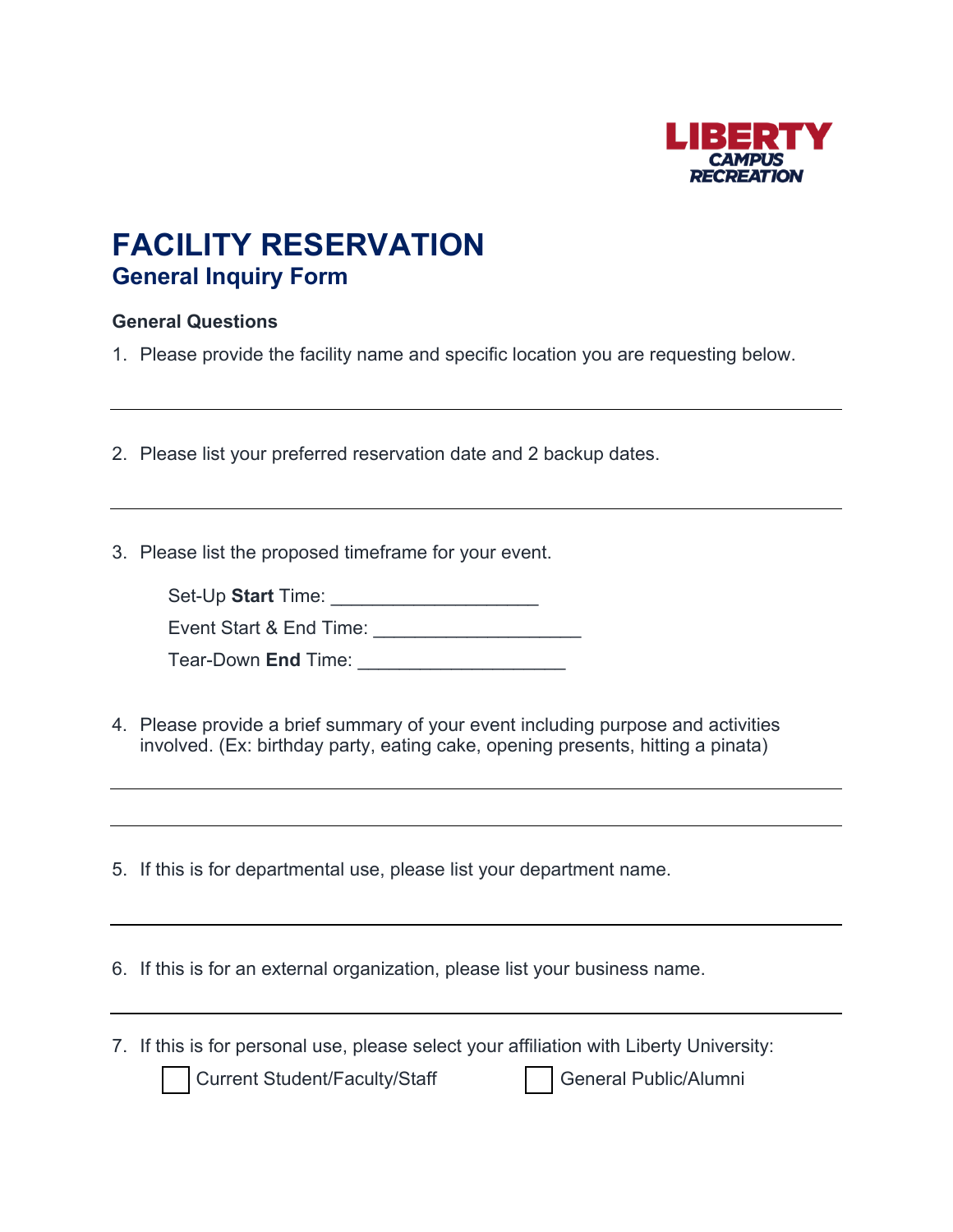LIBERTY
CAMPUS
RECREATION

# FACILITY RESERVATION

## General Inquiry Form

### General Questions

1. Please provide the facility name and specific location you are requesting below.

___________________________________________________________________________

2. Please list your preferred reservation date and 2 backup dates.

___________________________________________________________________________

3. Please list the proposed timeframe for your event.

   Set-Up **Start** Time: ____________________

   Event Start & End Time: ____________________

   Tear-Down **End** Time: ____________________

4. Please provide a brief summary of your event including purpose and activities involved. (Ex: birthday party, eating cake, opening presents, hitting a pinata)

___________________________________________________________________________

___________________________________________________________________________

5. If this is for departmental use, please list your department name.

___________________________________________________________________________

6. If this is for an external organization, please list your business name.

___________________________________________________________________________

7. If this is for personal use, please select your affiliation with Liberty University:

   ☐ Current Student/Faculty/Staff ☐ General Public/Alumni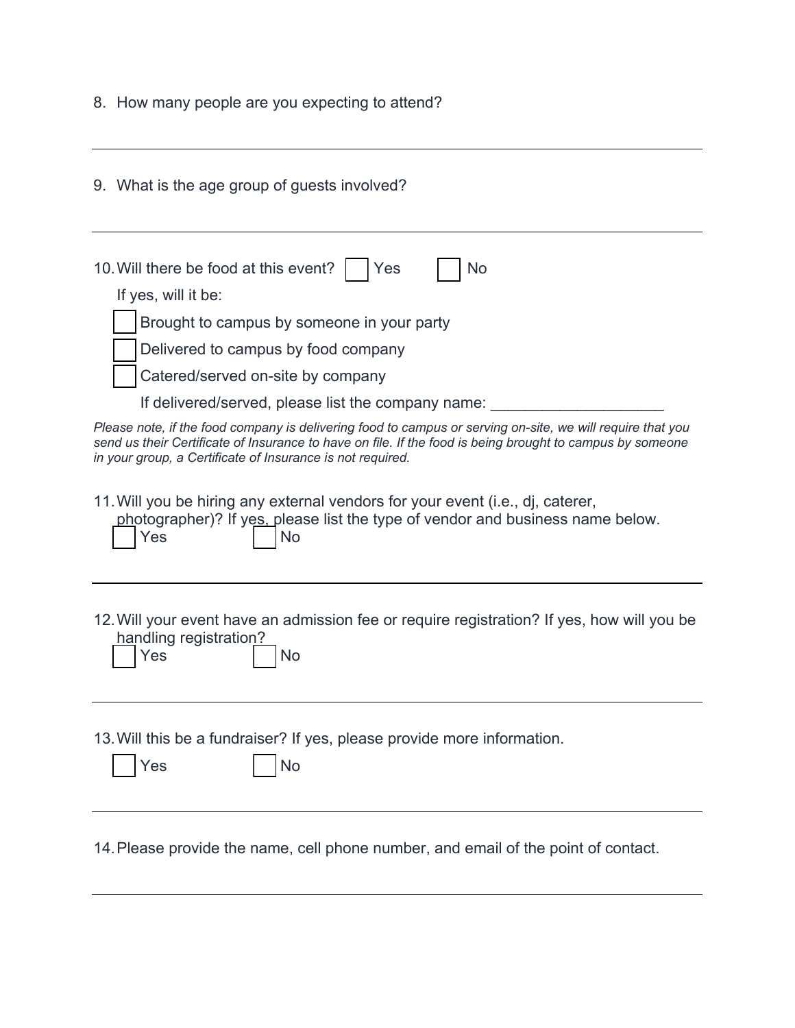8. How many people are you expecting to attend?

---

9. What is the age group of guests involved?

---

10. Will there be food at this event? ☐ Yes ☐ No

    If yes, will it be:

    ☐ Brought to campus by someone in your party

    ☐ Delivered to campus by food company

    ☐ Catered/served on-site by company

    If delivered/served, please list the company name: ____________________

*Please note, if the food company is delivering food to campus or serving on-site, we will require that you send us their Certificate of Insurance to have on file. If the food is being brought to campus by someone in your group, a Certificate of Insurance is not required.*

11. Will you be hiring any external vendors for your event (i.e., dj, caterer, photographer)? If yes, please list the type of vendor and business name below.

    ☐ Yes ☐ No

---

12. Will your event have an admission fee or require registration? If yes, how will you be handling registration?

    ☐ Yes ☐ No

---

13. Will this be a fundraiser? If yes, please provide more information.

    ☐ Yes ☐ No

---

14. Please provide the name, cell phone number, and email of the point of contact.

---